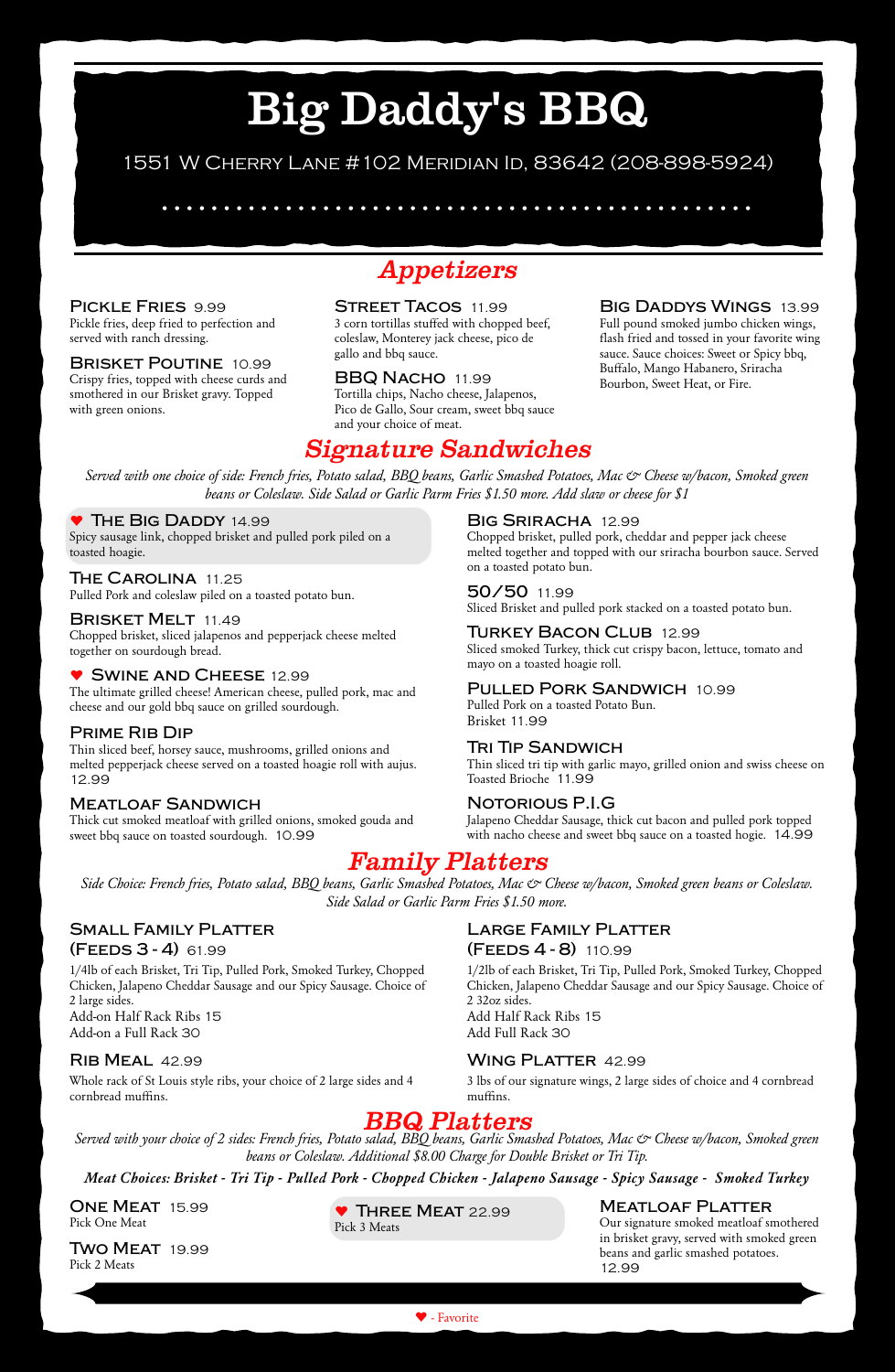# Big Daddy's BBQ

1551 W Cherry Lane #102 Meridian Id, 83642 (208-898-5924)

## Appetizers

### Pickle Fries 9.99
Pickle fries, deep fried to perfection and served with ranch dressing.

### Brisket Poutine 10.99
Crispy fries, topped with cheese curds and smothered in our Brisket gravy. Topped with green onions.

### Street Tacos 11.99
3 corn tortillas stuffed with chopped beef, coleslaw, Monterey jack cheese, pico de gallo and bbq sauce.

### BBQ Nacho 11.99
Tortilla chips, Nacho cheese, Jalapenos, Pico de Gallo, Sour cream, sweet bbq sauce and your choice of meat.

### Big Daddys Wings 13.99
Full pound smoked jumbo chicken wings, flash fried and tossed in your favorite wing sauce. Sauce choices: Sweet or Spicy bbq, Buffalo, Mango Habanero, Sriracha Bourbon, Sweet Heat, or Fire.

## Signature Sandwiches

*Served with one choice of side: French fries, Potato salad, BBQ beans, Garlic Smashed Potatoes, Mac & Cheese w/bacon, Smoked green beans or Coleslaw. Side Salad or Garlic Parm Fries $1.50 more. Add slaw or cheese for $1*

### ♥ The Big Daddy 14.99
Spicy sausage link, chopped brisket and pulled pork piled on a toasted hoagie.

### The Carolina 11.25
Pulled Pork and coleslaw piled on a toasted potato bun.

### Brisket Melt 11.49
Chopped brisket, sliced jalapenos and pepperjack cheese melted together on sourdough bread.

### ♥ Swine and Cheese 12.99
The ultimate grilled cheese! American cheese, pulled pork, mac and cheese and our gold bbq sauce on grilled sourdough.

### Prime Rib Dip
Thin sliced beef, horsey sauce, mushrooms, grilled onions and melted pepperjack cheese served on a toasted hoagie roll with aujus. 12.99

### Meatloaf Sandwich
Thick cut smoked meatloaf with grilled onions, smoked gouda and sweet bbq sauce on toasted sourdough. 10.99

### Big Sriracha 12.99
Chopped brisket, pulled pork, cheddar and pepper jack cheese melted together and topped with our sriracha bourbon sauce. Served on a toasted potato bun.

### 50/50 11.99
Sliced Brisket and pulled pork stacked on a toasted potato bun.

### Turkey Bacon Club 12.99
Sliced smoked Turkey, thick cut crispy bacon, lettuce, tomato and mayo on a toasted hoagie roll.

### Pulled Pork Sandwich 10.99
Pulled Pork on a toasted Potato Bun.
Brisket 11.99

### Tri Tip Sandwich
Thin sliced tri tip with garlic mayo, grilled onion and swiss cheese on Toasted Brioche 11.99

### Notorious P.I.G
Jalapeno Cheddar Sausage, thick cut bacon and pulled pork topped with nacho cheese and sweet bbq sauce on a toasted hogie. 14.99

## Family Platters

*Side Choice: French fries, Potato salad, BBQ beans, Garlic Smashed Potatoes, Mac & Cheese w/bacon, Smoked green beans or Coleslaw. Side Salad or Garlic Parm Fries $1.50 more.*

### Small Family Platter (Feeds 3 - 4) 61.99
1/4lb of each Brisket, Tri Tip, Pulled Pork, Smoked Turkey, Chopped Chicken, Jalapeno Cheddar Sausage and our Spicy Sausage. Choice of 2 large sides.
Add-on Half Rack Ribs 15
Add-on a Full Rack 30

### Rib Meal 42.99
Whole rack of St Louis style ribs, your choice of 2 large sides and 4 cornbread muffins.

### Large Family Platter (Feeds 4 - 8) 110.99
1/2lb of each Brisket, Tri Tip, Pulled Pork, Smoked Turkey, Chopped Chicken, Jalapeno Cheddar Sausage and our Spicy Sausage. Choice of 2 32oz sides.
Add Half Rack Ribs 15
Add Full Rack 30

### Wing Platter 42.99
3 lbs of our signature wings, 2 large sides of choice and 4 cornbread muffins.

## BBQ Platters

*Served with your choice of 2 sides: French fries, Potato salad, BBQ beans, Garlic Smashed Potatoes, Mac & Cheese w/bacon, Smoked green beans or Coleslaw. Additional $8.00 Charge for Double Brisket or Tri Tip.*

***Meat Choices: Brisket - Tri Tip - Pulled Pork - Chopped Chicken - Jalapeno Sausage - Spicy Sausage - Smoked Turkey***

### One Meat 15.99
Pick One Meat

### Two Meat 19.99
Pick 2 Meats

### ♥ Three Meat 22.99
Pick 3 Meats

### Meatloaf Platter
Our signature smoked meatloaf smothered in brisket gravy, served with smoked green beans and garlic smashed potatoes.
12.99

♥ - Favorite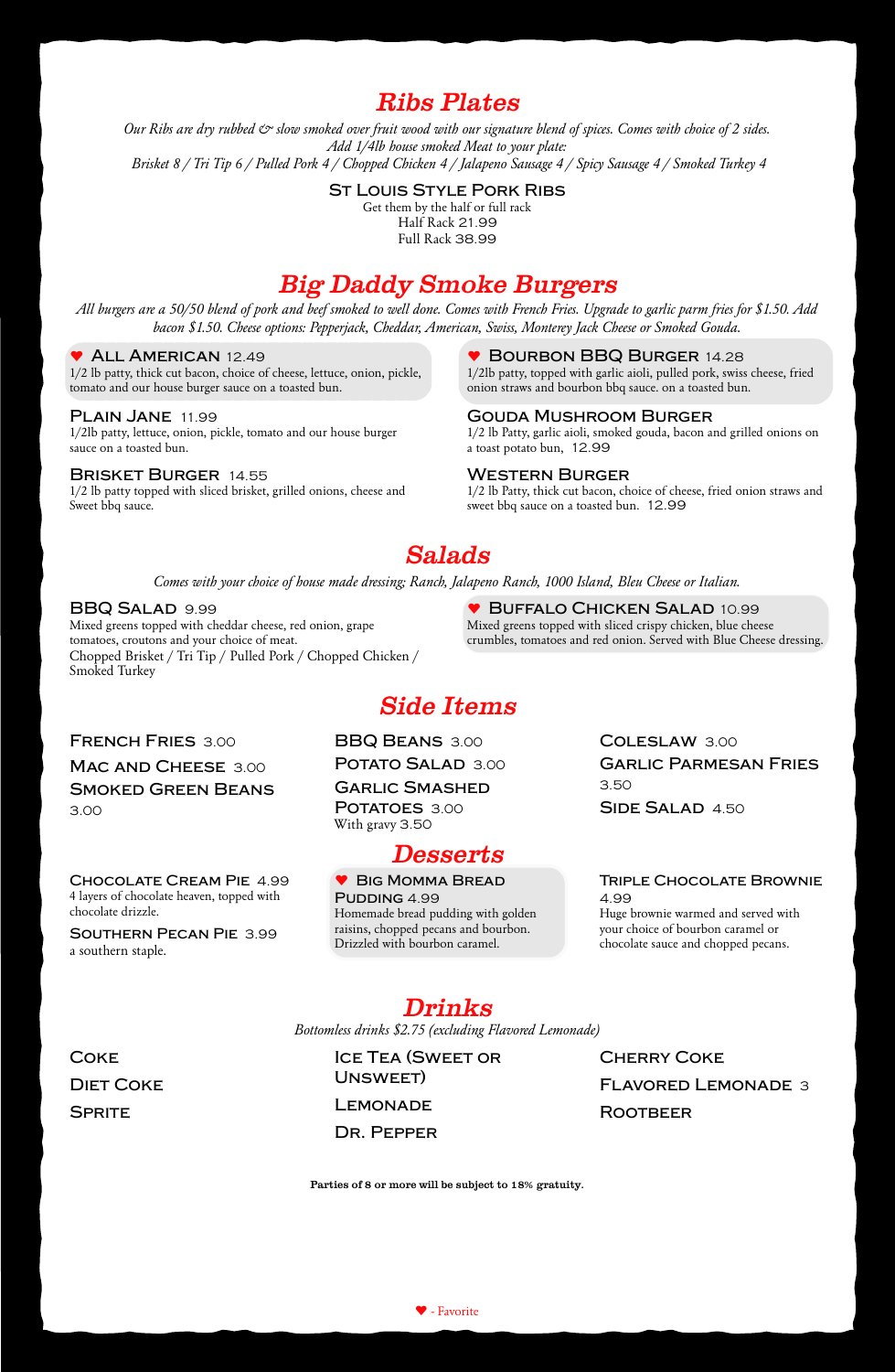## Ribs Plates

*Our Ribs are dry rubbed & slow smoked over fruit wood with our signature blend of spices. Comes with choice of 2 sides. Add 1/4lb house smoked Meat to your plate:*
*Brisket 8 / Tri Tip 6 / Pulled Pork 4 / Chopped Chicken 4 / Jalapeno Sausage 4 / Spicy Sausage 4 / Smoked Turkey 4*

### St Louis Style Pork Ribs

Get them by the half or full rack
Half Rack 21.99
Full Rack 38.99

## Big Daddy Smoke Burgers

*All burgers are a 50/50 blend of pork and beef smoked to well done. Comes with French Fries. Upgrade to garlic parm fries for $1.50. Add bacon $1.50. Cheese options: Pepperjack, Cheddar, American, Swiss, Monterey Jack Cheese or Smoked Gouda.*

**♥ All American** 12.49
1/2 lb patty, thick cut bacon, choice of cheese, lettuce, onion, pickle, tomato and our house burger sauce on a toasted bun.

**Plain Jane** 11.99
1/2lb patty, lettuce, onion, pickle, tomato and our house burger sauce on a toasted bun.

**Brisket Burger** 14.55
1/2 lb patty topped with sliced brisket, grilled onions, cheese and Sweet bbq sauce.

**♥ Bourbon BBQ Burger** 14.28
1/2lb patty, topped with garlic aioli, pulled pork, swiss cheese, fried onion straws and bourbon bbq sauce. on a toasted bun.

**Gouda Mushroom Burger**
1/2 lb Patty, garlic aioli, smoked gouda, bacon and grilled onions on a toast potato bun, 12.99

**Western Burger**
1/2 lb Patty, thick cut bacon, choice of cheese, fried onion straws and sweet bbq sauce on a toasted bun. 12.99

## Salads

*Comes with your choice of house made dressing; Ranch, Jalapeno Ranch, 1000 Island, Bleu Cheese or Italian.*

**BBQ Salad** 9.99
Mixed greens topped with cheddar cheese, red onion, grape tomatoes, croutons and your choice of meat.
Chopped Brisket / Tri Tip / Pulled Pork / Chopped Chicken / Smoked Turkey

**♥ Buffalo Chicken Salad** 10.99
Mixed greens topped with sliced crispy chicken, blue cheese crumbles, tomatoes and red onion. Served with Blue Cheese dressing.

## Side Items

**French Fries** 3.00
**Mac and Cheese** 3.00
**Smoked Green Beans** 3.00
**BBQ Beans** 3.00
**Potato Salad** 3.00
**Garlic Smashed Potatoes** 3.00
With gravy 3.50
**Coleslaw** 3.00
**Garlic Parmesan Fries** 3.50
**Side Salad** 4.50

## Desserts

**Chocolate Cream Pie** 4.99
4 layers of chocolate heaven, topped with chocolate drizzle.

**Southern Pecan Pie** 3.99
a southern staple.

**♥ Big Momma Bread Pudding** 4.99
Homemade bread pudding with golden raisins, chopped pecans and bourbon. Drizzled with bourbon caramel.

**Triple Chocolate Brownie** 4.99
Huge brownie warmed and served with your choice of bourbon caramel or chocolate sauce and chopped pecans.

## Drinks

*Bottomless drinks $2.75 (excluding Flavored Lemonade)*

- Coke
- Diet Coke
- Sprite
- Ice Tea (Sweet or Unsweet)
- Lemonade
- Dr. Pepper
- Cherry Coke
- Flavored Lemonade 3
- Rootbeer

**Parties of 8 or more will be subject to 18% gratuity.**

♥ - Favorite